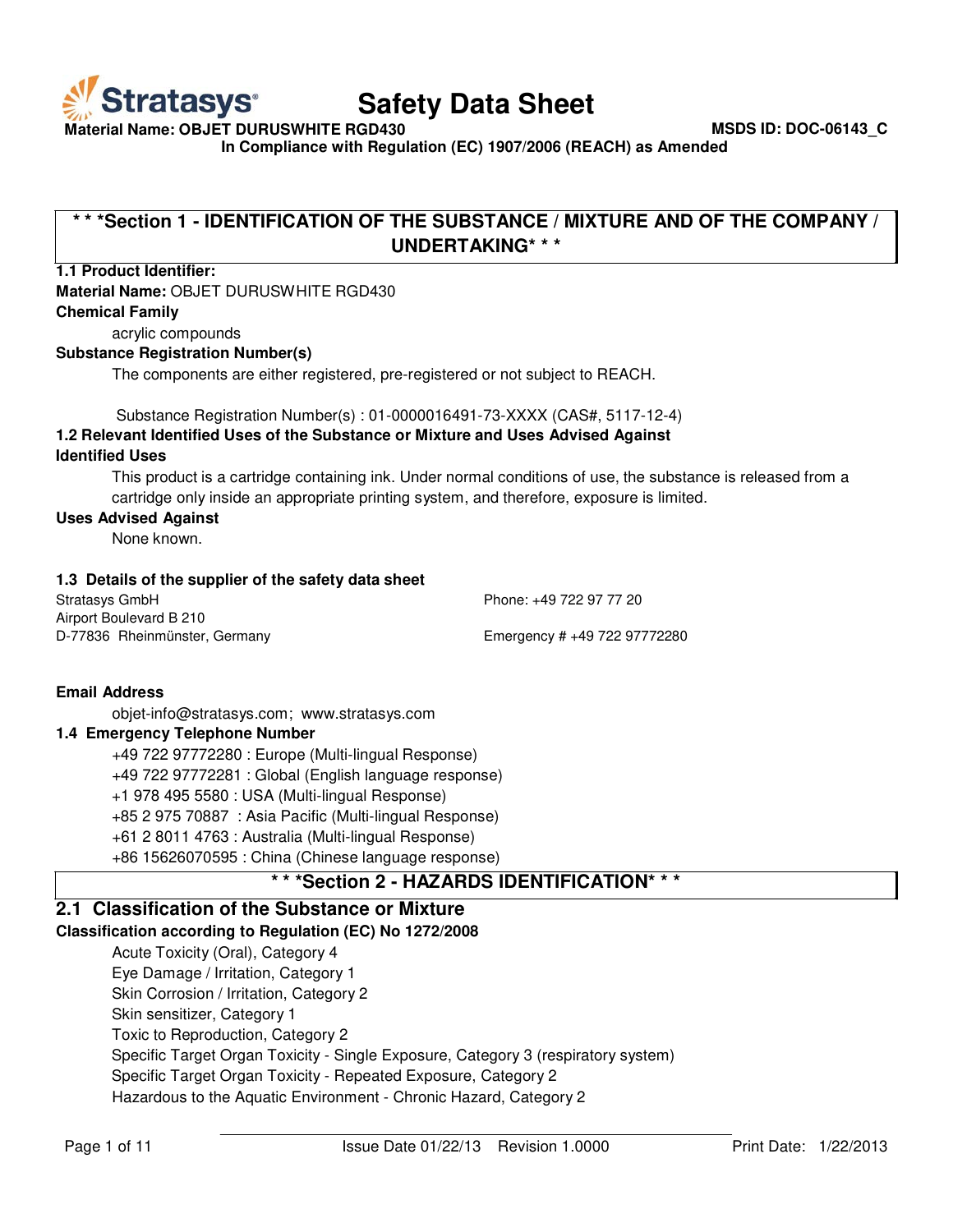# Safety Data Sheet

**Material Name: OBJET DURUSWHITE RGD430** **MSDS ID: DOC-06143_C**

**In Compliance with Regulation (EC) 1907/2006 (REACH) as Amended**

## * * *Section 1 - IDENTIFICATION OF THE SUBSTANCE / MIXTURE AND OF THE COMPANY / UNDERTAKING* * *

**1.1 Product Identifier:**

**Material Name:** OBJET DURUSWHITE RGD430

**Chemical Family**

acrylic compounds

**Substance Registration Number(s)**

The components are either registered, pre-registered or not subject to REACH.

Substance Registration Number(s) : 01-0000016491-73-XXXX (CAS#, 5117-12-4)

**1.2 Relevant Identified Uses of the Substance or Mixture and Uses Advised Against**

**Identified Uses**

This product is a cartridge containing ink. Under normal conditions of use, the substance is released from a cartridge only inside an appropriate printing system, and therefore, exposure is limited.

**Uses Advised Against**

None known.

**1.3 Details of the supplier of the safety data sheet**

Stratasys GmbH
Airport Boulevard B 210
D-77836 Rheinmünster, Germany

Phone: +49 722 97 77 20
Emergency # +49 722 97772280

**Email Address**

objet-info@stratasys.com; www.stratasys.com

**1.4 Emergency Telephone Number**

+49 722 97772280 : Europe (Multi-lingual Response)
+49 722 97772281 : Global (English language response)
+1 978 495 5580 : USA (Multi-lingual Response)
+85 2 975 70887 : Asia Pacific (Multi-lingual Response)
+61 2 8011 4763 : Australia (Multi-lingual Response)
+86 15626070595 : China (Chinese language response)

## * * *Section 2 - HAZARDS IDENTIFICATION* * *

### 2.1 Classification of the Substance or Mixture

**Classification according to Regulation (EC) No 1272/2008**

Acute Toxicity (Oral), Category 4
Eye Damage / Irritation, Category 1
Skin Corrosion / Irritation, Category 2
Skin sensitizer, Category 1
Toxic to Reproduction, Category 2
Specific Target Organ Toxicity - Single Exposure, Category 3 (respiratory system)
Specific Target Organ Toxicity - Repeated Exposure, Category 2
Hazardous to the Aquatic Environment - Chronic Hazard, Category 2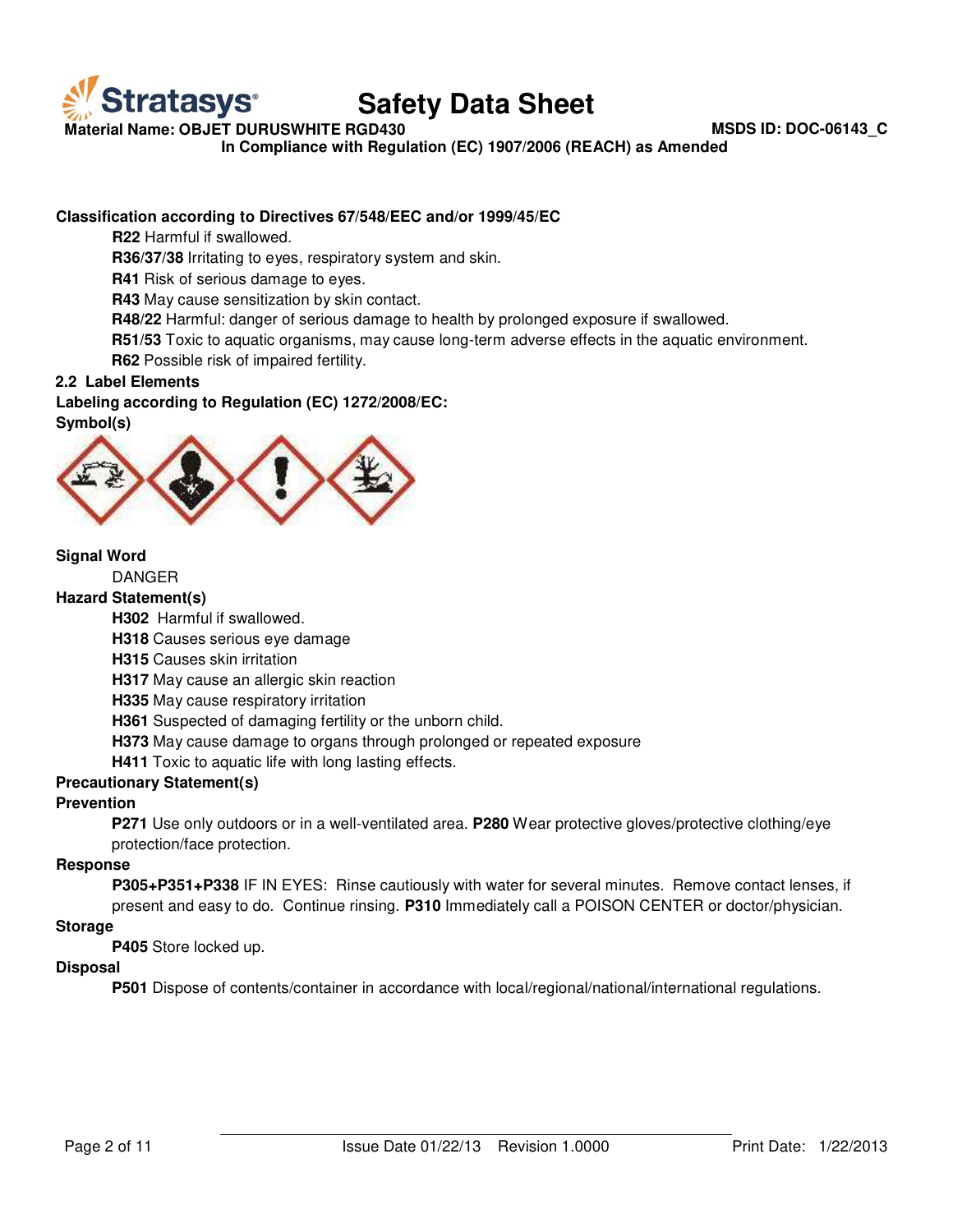**Classification according to Directives 67/548/EEC and/or 1999/45/EC**

**R22** Harmful if swallowed.
**R36/37/38** Irritating to eyes, respiratory system and skin.
**R41** Risk of serious damage to eyes.
**R43** May cause sensitization by skin contact.
**R48/22** Harmful: danger of serious damage to health by prolonged exposure if swallowed.
**R51/53** Toxic to aquatic organisms, may cause long-term adverse effects in the aquatic environment.
**R62** Possible risk of impaired fertility.

**2.2 Label Elements**

**Labeling according to Regulation (EC) 1272/2008/EC:**

**Symbol(s)**

**Signal Word**

DANGER

**Hazard Statement(s)**

**H302** Harmful if swallowed.
**H318** Causes serious eye damage
**H315** Causes skin irritation
**H317** May cause an allergic skin reaction
**H335** May cause respiratory irritation
**H361** Suspected of damaging fertility or the unborn child.
**H373** May cause damage to organs through prolonged or repeated exposure
**H411** Toxic to aquatic life with long lasting effects.

**Precautionary Statement(s)**

**Prevention**

**P271** Use only outdoors or in a well-ventilated area. **P280** Wear protective gloves/protective clothing/eye protection/face protection.

**Response**

**P305+P351+P338** IF IN EYES: Rinse cautiously with water for several minutes. Remove contact lenses, if present and easy to do. Continue rinsing. **P310** Immediately call a POISON CENTER or doctor/physician.

**Storage**

**P405** Store locked up.

**Disposal**

**P501** Dispose of contents/container in accordance with local/regional/national/international regulations.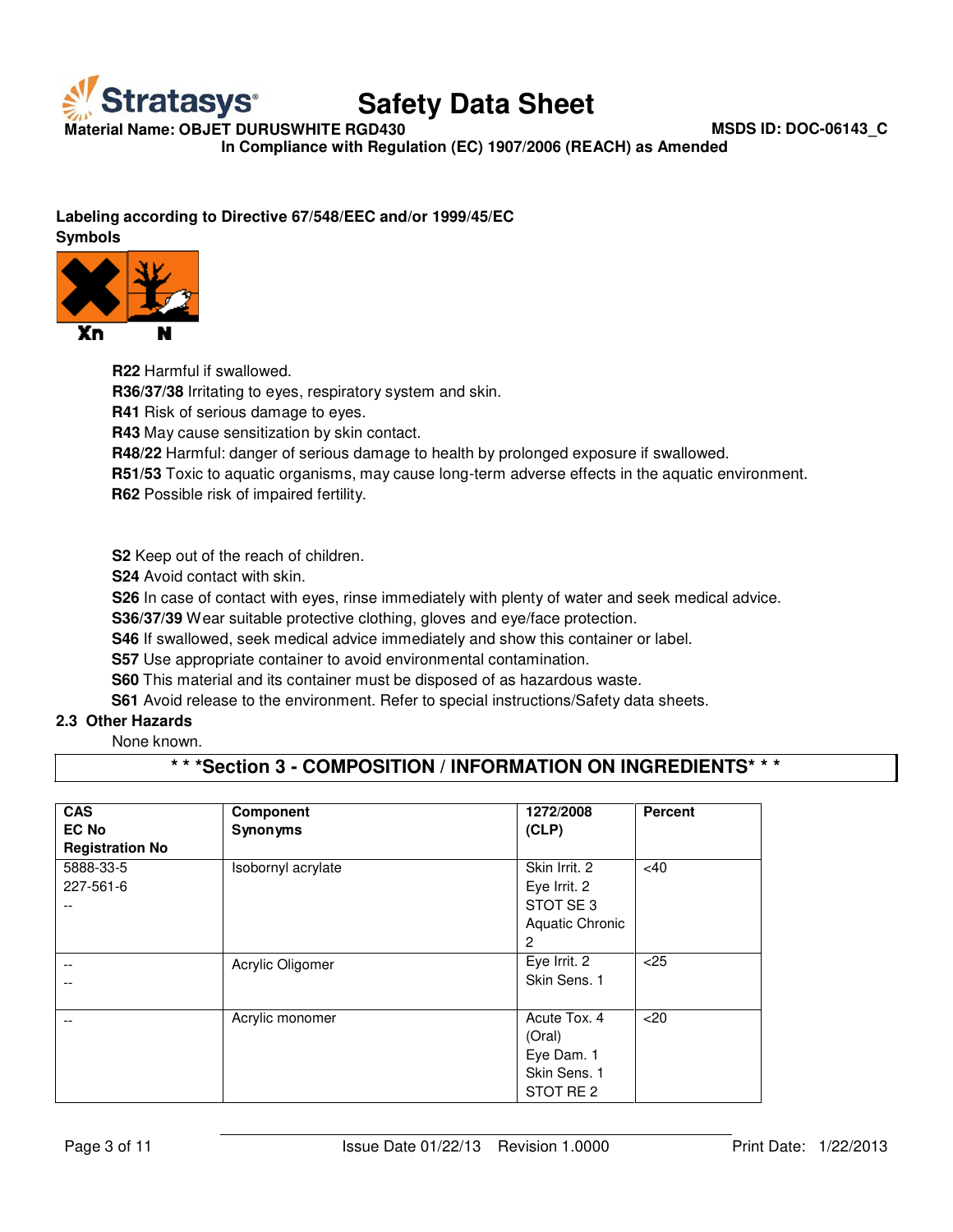**Labeling according to Directive 67/548/EEC and/or 1999/45/EC**

**Symbols**

Xn N

**R22** Harmful if swallowed.
**R36/37/38** Irritating to eyes, respiratory system and skin.
**R41** Risk of serious damage to eyes.
**R43** May cause sensitization by skin contact.
**R48/22** Harmful: danger of serious damage to health by prolonged exposure if swallowed.
**R51/53** Toxic to aquatic organisms, may cause long-term adverse effects in the aquatic environment.
**R62** Possible risk of impaired fertility.

**S2** Keep out of the reach of children.
**S24** Avoid contact with skin.
**S26** In case of contact with eyes, rinse immediately with plenty of water and seek medical advice.
**S36/37/39** Wear suitable protective clothing, gloves and eye/face protection.
**S46** If swallowed, seek medical advice immediately and show this container or label.
**S57** Use appropriate container to avoid environmental contamination.
**S60** This material and its container must be disposed of as hazardous waste.
**S61** Avoid release to the environment. Refer to special instructions/Safety data sheets.

### 2.3 Other Hazards

None known.

## * * *Section 3 - COMPOSITION / INFORMATION ON INGREDIENTS* * *

| CAS<br>EC No<br>Registration No | Component<br>Synonyms | 1272/2008<br>(CLP) | Percent |
|---|---|---|---|
| 5888-33-5<br>227-561-6<br>-- | Isobornyl acrylate | Skin Irrit. 2<br>Eye Irrit. 2<br>STOT SE 3<br>Aquatic Chronic 2 | <40 |
| --<br>-- | Acrylic Oligomer | Eye Irrit. 2<br>Skin Sens. 1 | <25 |
| -- | Acrylic monomer | Acute Tox. 4 (Oral)<br>Eye Dam. 1<br>Skin Sens. 1<br>STOT RE 2 | <20 |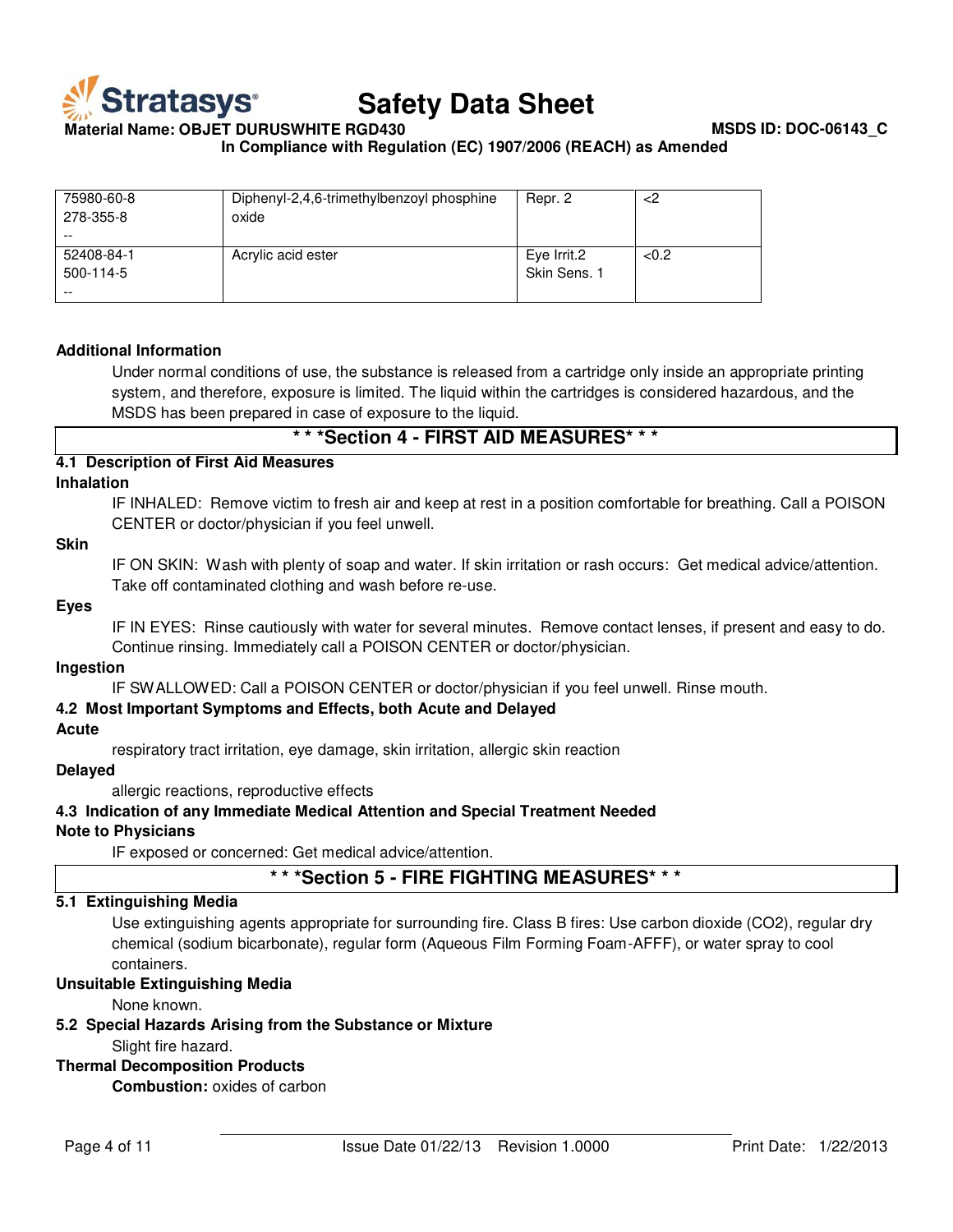| | | | |
|---|---|---|---|
| 75980-60-8<br>278-355-8<br>-- | Diphenyl-2,4,6-trimethylbenzoyl phosphine oxide | Repr. 2 | <2 |
| 52408-84-1<br>500-114-5<br>-- | Acrylic acid ester | Eye Irrit.2<br>Skin Sens. 1 | <0.2 |

**Additional Information**

Under normal conditions of use, the substance is released from a cartridge only inside an appropriate printing system, and therefore, exposure is limited. The liquid within the cartridges is considered hazardous, and the MSDS has been prepared in case of exposure to the liquid.

## * * *Section 4 - FIRST AID MEASURES* * *

### 4.1 Description of First Aid Measures

**Inhalation**

IF INHALED: Remove victim to fresh air and keep at rest in a position comfortable for breathing. Call a POISON CENTER or doctor/physician if you feel unwell.

**Skin**

IF ON SKIN: Wash with plenty of soap and water. If skin irritation or rash occurs: Get medical advice/attention. Take off contaminated clothing and wash before re-use.

**Eyes**

IF IN EYES: Rinse cautiously with water for several minutes. Remove contact lenses, if present and easy to do. Continue rinsing. Immediately call a POISON CENTER or doctor/physician.

**Ingestion**

IF SWALLOWED: Call a POISON CENTER or doctor/physician if you feel unwell. Rinse mouth.

### 4.2 Most Important Symptoms and Effects, both Acute and Delayed

**Acute**

respiratory tract irritation, eye damage, skin irritation, allergic skin reaction

**Delayed**

allergic reactions, reproductive effects

### 4.3 Indication of any Immediate Medical Attention and Special Treatment Needed

**Note to Physicians**

IF exposed or concerned: Get medical advice/attention.

## * * *Section 5 - FIRE FIGHTING MEASURES* * *

### 5.1 Extinguishing Media

Use extinguishing agents appropriate for surrounding fire. Class B fires: Use carbon dioxide ($CO_2$), regular dry chemical (sodium bicarbonate), regular form (Aqueous Film Forming Foam-AFFF), or water spray to cool containers.

**Unsuitable Extinguishing Media**

None known.

### 5.2 Special Hazards Arising from the Substance or Mixture

Slight fire hazard.

**Thermal Decomposition Products**

**Combustion:** oxides of carbon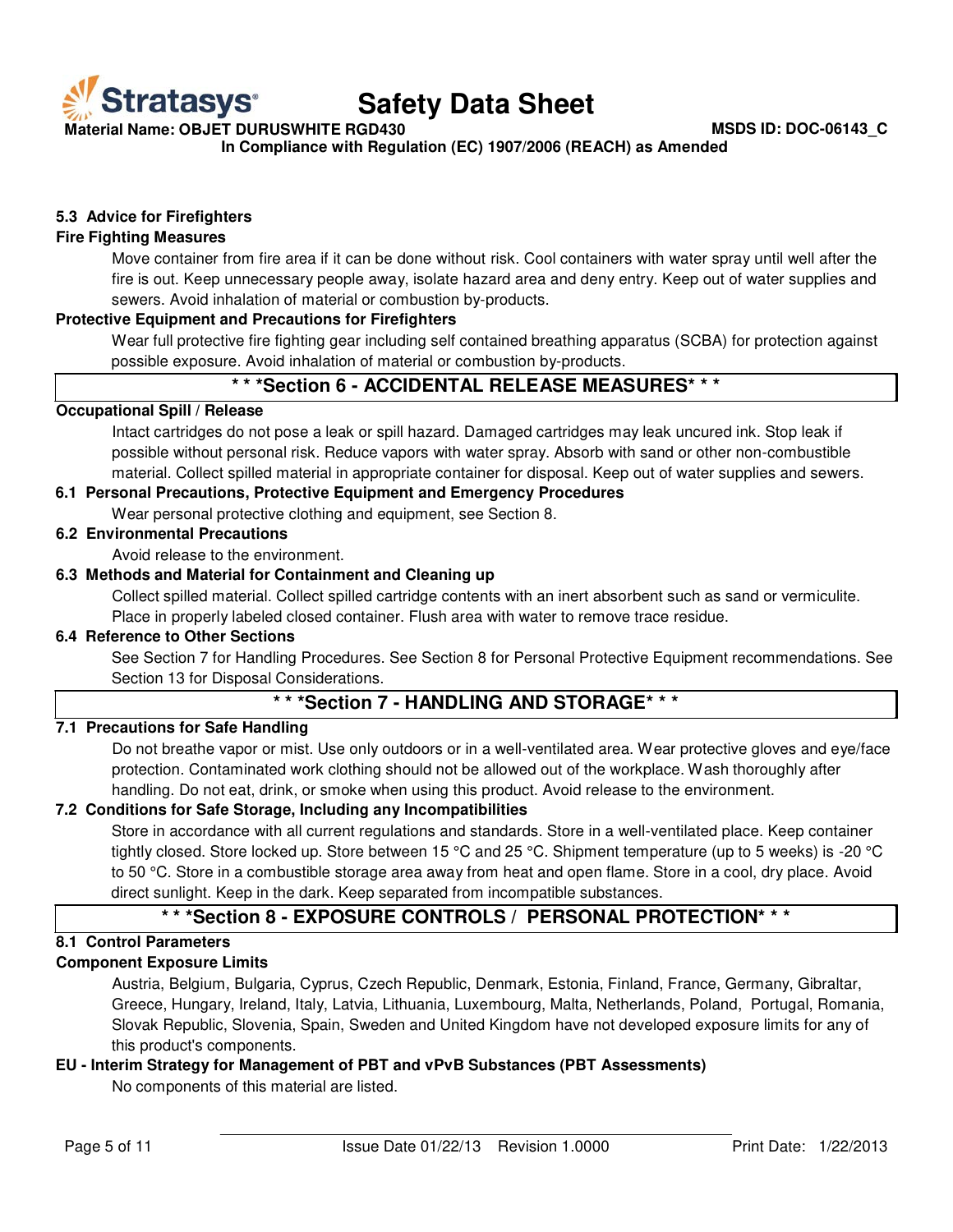### 5.3 Advice for Firefighters

**Fire Fighting Measures**

Move container from fire area if it can be done without risk. Cool containers with water spray until well after the fire is out. Keep unnecessary people away, isolate hazard area and deny entry. Keep out of water supplies and sewers. Avoid inhalation of material or combustion by-products.

**Protective Equipment and Precautions for Firefighters**

Wear full protective fire fighting gear including self contained breathing apparatus (SCBA) for protection against possible exposure. Avoid inhalation of material or combustion by-products.

## * * *Section 6 - ACCIDENTAL RELEASE MEASURES* * *

**Occupational Spill / Release**

Intact cartridges do not pose a leak or spill hazard. Damaged cartridges may leak uncured ink. Stop leak if possible without personal risk. Reduce vapors with water spray. Absorb with sand or other non-combustible material. Collect spilled material in appropriate container for disposal. Keep out of water supplies and sewers.

### 6.1 Personal Precautions, Protective Equipment and Emergency Procedures

Wear personal protective clothing and equipment, see Section 8.

### 6.2 Environmental Precautions

Avoid release to the environment.

### 6.3 Methods and Material for Containment and Cleaning up

Collect spilled material. Collect spilled cartridge contents with an inert absorbent such as sand or vermiculite. Place in properly labeled closed container. Flush area with water to remove trace residue.

### 6.4 Reference to Other Sections

See Section 7 for Handling Procedures. See Section 8 for Personal Protective Equipment recommendations. See Section 13 for Disposal Considerations.

## * * *Section 7 - HANDLING AND STORAGE* * *

### 7.1 Precautions for Safe Handling

Do not breathe vapor or mist. Use only outdoors or in a well-ventilated area. Wear protective gloves and eye/face protection. Contaminated work clothing should not be allowed out of the workplace. Wash thoroughly after handling. Do not eat, drink, or smoke when using this product. Avoid release to the environment.

### 7.2 Conditions for Safe Storage, Including any Incompatibilities

Store in accordance with all current regulations and standards. Store in a well-ventilated place. Keep container tightly closed. Store locked up. Store between 15 °C and 25 °C. Shipment temperature (up to 5 weeks) is -20 °C to 50 °C. Store in a combustible storage area away from heat and open flame. Store in a cool, dry place. Avoid direct sunlight. Keep in the dark. Keep separated from incompatible substances.

## * * *Section 8 - EXPOSURE CONTROLS / PERSONAL PROTECTION* * *

### 8.1 Control Parameters

**Component Exposure Limits**

Austria, Belgium, Bulgaria, Cyprus, Czech Republic, Denmark, Estonia, Finland, France, Germany, Gibraltar, Greece, Hungary, Ireland, Italy, Latvia, Lithuania, Luxembourg, Malta, Netherlands, Poland, Portugal, Romania, Slovak Republic, Slovenia, Spain, Sweden and United Kingdom have not developed exposure limits for any of this product's components.

**EU - Interim Strategy for Management of PBT and vPvB Substances (PBT Assessments)**

No components of this material are listed.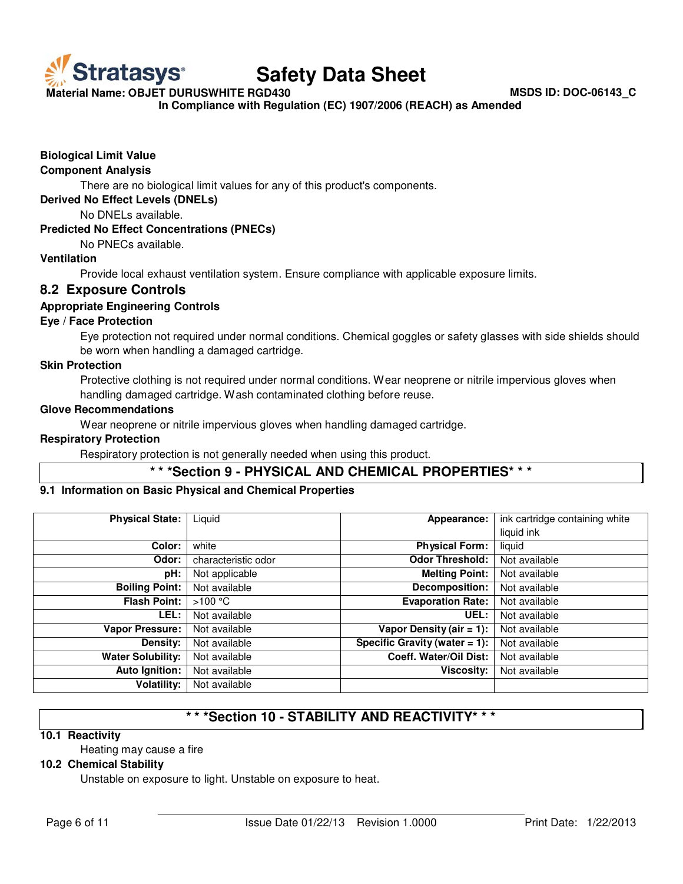**Biological Limit Value**

**Component Analysis**

There are no biological limit values for any of this product's components.

**Derived No Effect Levels (DNELs)**

No DNELs available.

**Predicted No Effect Concentrations (PNECs)**

No PNECs available.

**Ventilation**

Provide local exhaust ventilation system. Ensure compliance with applicable exposure limits.

## 8.2 Exposure Controls

**Appropriate Engineering Controls**

**Eye / Face Protection**

Eye protection not required under normal conditions. Chemical goggles or safety glasses with side shields should be worn when handling a damaged cartridge.

**Skin Protection**

Protective clothing is not required under normal conditions. Wear neoprene or nitrile impervious gloves when handling damaged cartridge. Wash contaminated clothing before reuse.

**Glove Recommendations**

Wear neoprene or nitrile impervious gloves when handling damaged cartridge.

**Respiratory Protection**

Respiratory protection is not generally needed when using this product.

## * * *Section 9 - PHYSICAL AND CHEMICAL PROPERTIES* * *

### 9.1 Information on Basic Physical and Chemical Properties

| | | | |
|---|---|---|---|
| **Physical State:** | Liquid | **Appearance:** | ink cartridge containing white liquid ink |
| **Color:** | white | **Physical Form:** | liquid |
| **Odor:** | characteristic odor | **Odor Threshold:** | Not available |
| **pH:** | Not applicable | **Melting Point:** | Not available |
| **Boiling Point:** | Not available | **Decomposition:** | Not available |
| **Flash Point:** | >100 °C | **Evaporation Rate:** | Not available |
| **LEL:** | Not available | **UEL:** | Not available |
| **Vapor Pressure:** | Not available | **Vapor Density (air = 1):** | Not available |
| **Density:** | Not available | **Specific Gravity (water = 1):** | Not available |
| **Water Solubility:** | Not available | **Coeff. Water/Oil Dist:** | Not available |
| **Auto Ignition:** | Not available | **Viscosity:** | Not available |
| **Volatility:** | Not available | | |

## * * *Section 10 - STABILITY AND REACTIVITY* * *

### 10.1 Reactivity

Heating may cause a fire

### 10.2 Chemical Stability

Unstable on exposure to light. Unstable on exposure to heat.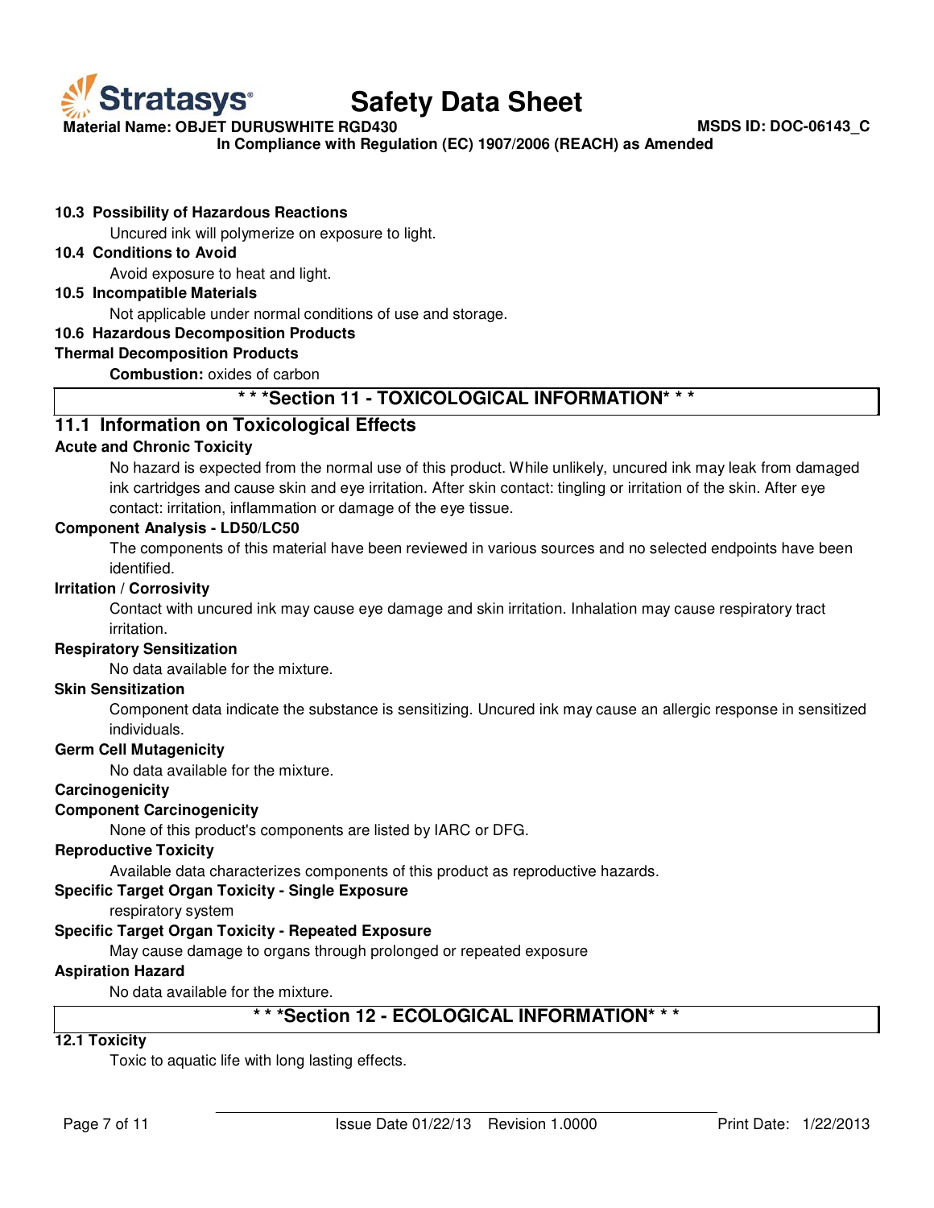**10.3 Possibility of Hazardous Reactions**

Uncured ink will polymerize on exposure to light.

**10.4 Conditions to Avoid**

Avoid exposure to heat and light.

**10.5 Incompatible Materials**

Not applicable under normal conditions of use and storage.

**10.6 Hazardous Decomposition Products**

**Thermal Decomposition Products**

**Combustion:** oxides of carbon

## * * *Section 11 - TOXICOLOGICAL INFORMATION* * *

### 11.1 Information on Toxicological Effects

**Acute and Chronic Toxicity**

No hazard is expected from the normal use of this product. While unlikely, uncured ink may leak from damaged ink cartridges and cause skin and eye irritation. After skin contact: tingling or irritation of the skin. After eye contact: irritation, inflammation or damage of the eye tissue.

**Component Analysis - LD50/LC50**

The components of this material have been reviewed in various sources and no selected endpoints have been identified.

**Irritation / Corrosivity**

Contact with uncured ink may cause eye damage and skin irritation. Inhalation may cause respiratory tract irritation.

**Respiratory Sensitization**

No data available for the mixture.

**Skin Sensitization**

Component data indicate the substance is sensitizing. Uncured ink may cause an allergic response in sensitized individuals.

**Germ Cell Mutagenicity**

No data available for the mixture.

**Carcinogenicity**

**Component Carcinogenicity**

None of this product's components are listed by IARC or DFG.

**Reproductive Toxicity**

Available data characterizes components of this product as reproductive hazards.

**Specific Target Organ Toxicity - Single Exposure**

respiratory system

**Specific Target Organ Toxicity - Repeated Exposure**

May cause damage to organs through prolonged or repeated exposure

**Aspiration Hazard**

No data available for the mixture.

## * * *Section 12 - ECOLOGICAL INFORMATION* * *

**12.1 Toxicity**

Toxic to aquatic life with long lasting effects.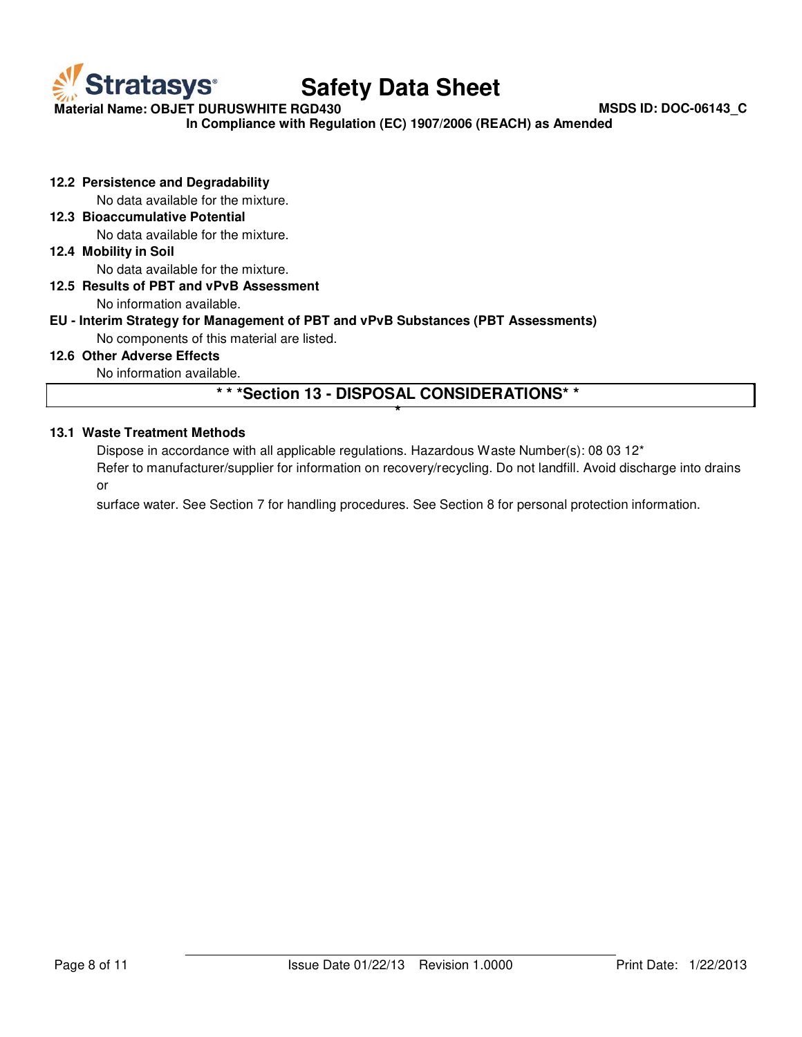### 12.2 Persistence and Degradability

No data available for the mixture.

### 12.3 Bioaccumulative Potential

No data available for the mixture.

### 12.4 Mobility in Soil

No data available for the mixture.

### 12.5 Results of PBT and vPvB Assessment

No information available.

**EU - Interim Strategy for Management of PBT and vPvB Substances (PBT Assessments)**

No components of this material are listed.

### 12.6 Other Adverse Effects

No information available.

## * * *Section 13 - DISPOSAL CONSIDERATIONS* * *

### 13.1 Waste Treatment Methods

Dispose in accordance with all applicable regulations. Hazardous Waste Number(s): 08 03 12*

Refer to manufacturer/supplier for information on recovery/recycling. Do not landfill. Avoid discharge into drains or

surface water. See Section 7 for handling procedures. See Section 8 for personal protection information.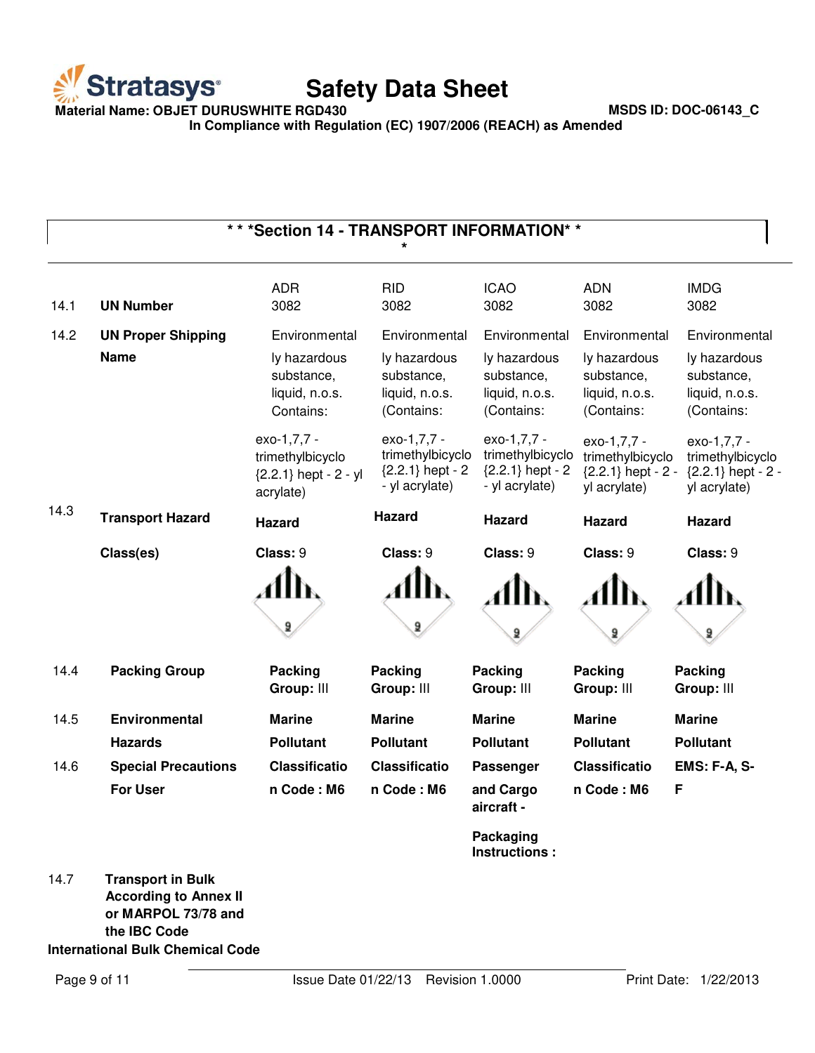## * * *Section 14 - TRANSPORT INFORMATION* * *

| | | ADR | RID | ICAO | ADN | IMDG |
|---|---|---|---|---|---|---|
| 14.1 | **UN Number** | 3082 | 3082 | 3082 | 3082 | 3082 |
| 14.2 | **UN Proper Shipping Name** | Environmentally hazardous substance, liquid, n.o.s. Contains: exo-1,7,7 - trimethylbicyclo {2.2.1} hept - 2 - yl acrylate) | Environmentally hazardous substance, liquid, n.o.s. (Contains: exo-1,7,7 - trimethylbicyclo {2.2.1} hept - 2 - yl acrylate) | Environmentally hazardous substance, liquid, n.o.s. (Contains: exo-1,7,7 - trimethylbicyclo {2.2.1} hept - 2 - yl acrylate) | Environmentally hazardous substance, liquid, n.o.s. (Contains: exo-1,7,7 - trimethylbicyclo {2.2.1} hept - 2 - yl acrylate) | Environmentally hazardous substance, liquid, n.o.s. (Contains: exo-1,7,7 - trimethylbicyclo {2.2.1} hept - 2 - yl acrylate) |
| 14.3 | **Transport Hazard Class(es)** | **Hazard Class:** 9 | **Hazard Class:** 9 | **Hazard Class:** 9 | **Hazard Class:** 9 | **Hazard Class:** 9 |
| 14.4 | **Packing Group** | **Packing Group:** III | **Packing Group:** III | **Packing Group:** III | **Packing Group:** III | **Packing Group:** III |
| 14.5 | **Environmental Hazards** | **Marine Pollutant** | **Marine Pollutant** | **Marine Pollutant** | **Marine Pollutant** | **Marine Pollutant** |
| 14.6 | **Special Precautions For User** | **Classification Code : M6** | **Classification Code : M6** | **Passenger and Cargo aircraft - Packaging Instructions :** | **Classification Code : M6** | **EMS: F-A, S-F** |

14.7 **Transport in Bulk According to Annex II or MARPOL 73/78 and the IBC Code**

**International Bulk Chemical Code**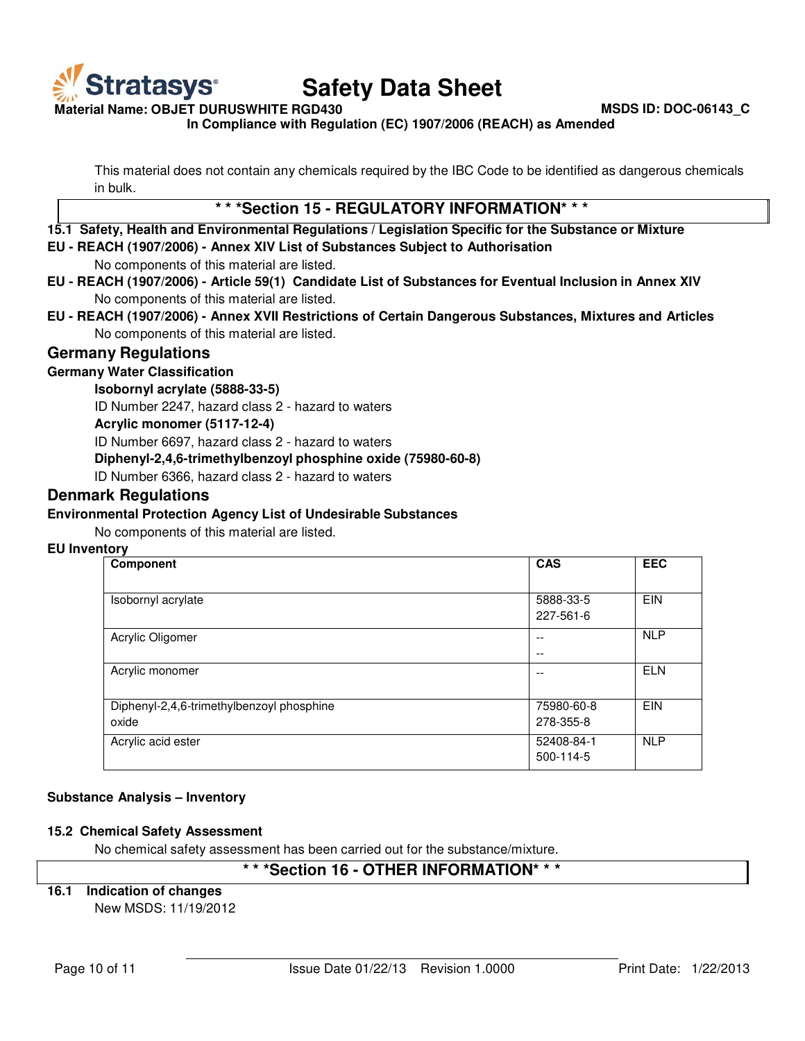This material does not contain any chemicals required by the IBC Code to be identified as dangerous chemicals in bulk.

## * * *Section 15 - REGULATORY INFORMATION* * *

**15.1 Safety, Health and Environmental Regulations / Legislation Specific for the Substance or Mixture**

**EU - REACH (1907/2006) - Annex XIV List of Substances Subject to Authorisation**

No components of this material are listed.

**EU - REACH (1907/2006) - Article 59(1) Candidate List of Substances for Eventual Inclusion in Annex XIV**

No components of this material are listed.

**EU - REACH (1907/2006) - Annex XVII Restrictions of Certain Dangerous Substances, Mixtures and Articles**

No components of this material are listed.

### Germany Regulations

**Germany Water Classification**

**Isobornyl acrylate (5888-33-5)**

ID Number 2247, hazard class 2 - hazard to waters

**Acrylic monomer (5117-12-4)**

ID Number 6697, hazard class 2 - hazard to waters

**Diphenyl-2,4,6-trimethylbenzoyl phosphine oxide (75980-60-8)**

ID Number 6366, hazard class 2 - hazard to waters

### Denmark Regulations

**Environmental Protection Agency List of Undesirable Substances**

No components of this material are listed.

**EU Inventory**

| Component | CAS | EEC |
|---|---|---|
| Isobornyl acrylate | 5888-33-5<br>227-561-6 | EIN |
| Acrylic Oligomer | --<br>-- | NLP |
| Acrylic monomer | -- | ELN |
| Diphenyl-2,4,6-trimethylbenzoyl phosphine oxide | 75980-60-8<br>278-355-8 | EIN |
| Acrylic acid ester | 52408-84-1<br>500-114-5 | NLP |

**Substance Analysis – Inventory**

**15.2 Chemical Safety Assessment**

No chemical safety assessment has been carried out for the substance/mixture.

## * * *Section 16 - OTHER INFORMATION* * *

**16.1 Indication of changes**

New MSDS: 11/19/2012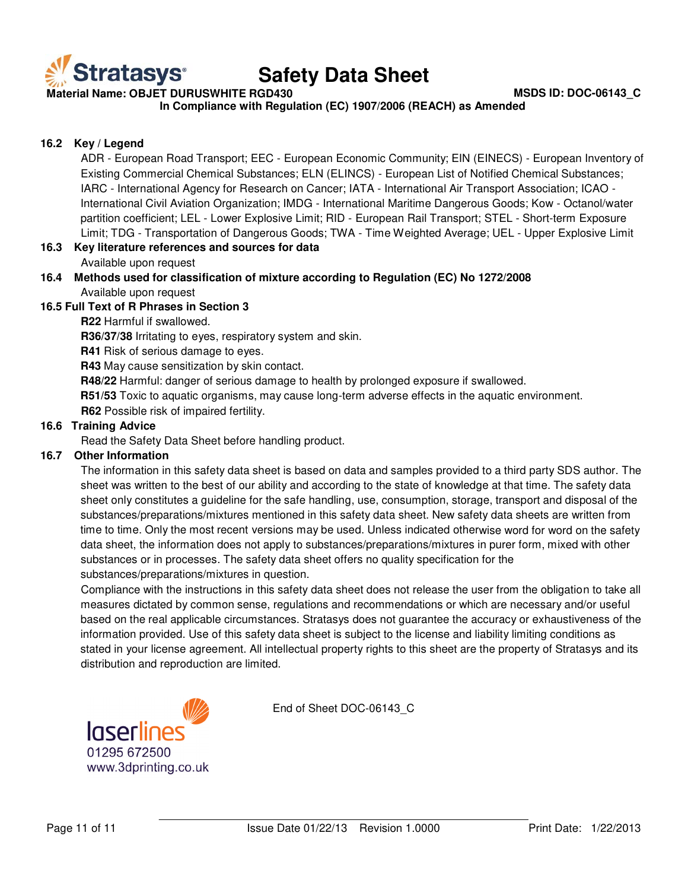### 16.2 Key / Legend

ADR - European Road Transport; EEC - European Economic Community; EIN (EINECS) - European Inventory of Existing Commercial Chemical Substances; ELN (ELINCS) - European List of Notified Chemical Substances; IARC - International Agency for Research on Cancer; IATA - International Air Transport Association; ICAO - International Civil Aviation Organization; IMDG - International Maritime Dangerous Goods; Kow - Octanol/water partition coefficient; LEL - Lower Explosive Limit; RID - European Rail Transport; STEL - Short-term Exposure Limit; TDG - Transportation of Dangerous Goods; TWA - Time Weighted Average; UEL - Upper Explosive Limit

### 16.3 Key literature references and sources for data

Available upon request

### 16.4 Methods used for classification of mixture according to Regulation (EC) No 1272/2008

Available upon request

### 16.5 Full Text of R Phrases in Section 3

**R22** Harmful if swallowed.

**R36/37/38** Irritating to eyes, respiratory system and skin.

**R41** Risk of serious damage to eyes.

**R43** May cause sensitization by skin contact.

**R48/22** Harmful: danger of serious damage to health by prolonged exposure if swallowed.

**R51/53** Toxic to aquatic organisms, may cause long-term adverse effects in the aquatic environment.

**R62** Possible risk of impaired fertility.

### 16.6 Training Advice

Read the Safety Data Sheet before handling product.

### 16.7 Other Information

The information in this safety data sheet is based on data and samples provided to a third party SDS author. The sheet was written to the best of our ability and according to the state of knowledge at that time. The safety data sheet only constitutes a guideline for the safe handling, use, consumption, storage, transport and disposal of the substances/preparations/mixtures mentioned in this safety data sheet. New safety data sheets are written from time to time. Only the most recent versions may be used. Unless indicated otherwise word for word on the safety data sheet, the information does not apply to substances/preparations/mixtures in purer form, mixed with other substances or in processes. The safety data sheet offers no quality specification for the substances/preparations/mixtures in question.

Compliance with the instructions in this safety data sheet does not release the user from the obligation to take all measures dictated by common sense, regulations and recommendations or which are necessary and/or useful based on the real applicable circumstances. Stratasys does not guarantee the accuracy or exhaustiveness of the information provided. Use of this safety data sheet is subject to the license and liability limiting conditions as stated in your license agreement. All intellectual property rights to this sheet are the property of Stratasys and its distribution and reproduction are limited.

laserlines
01295 672500
www.3dprinting.co.uk

End of Sheet DOC-06143_C